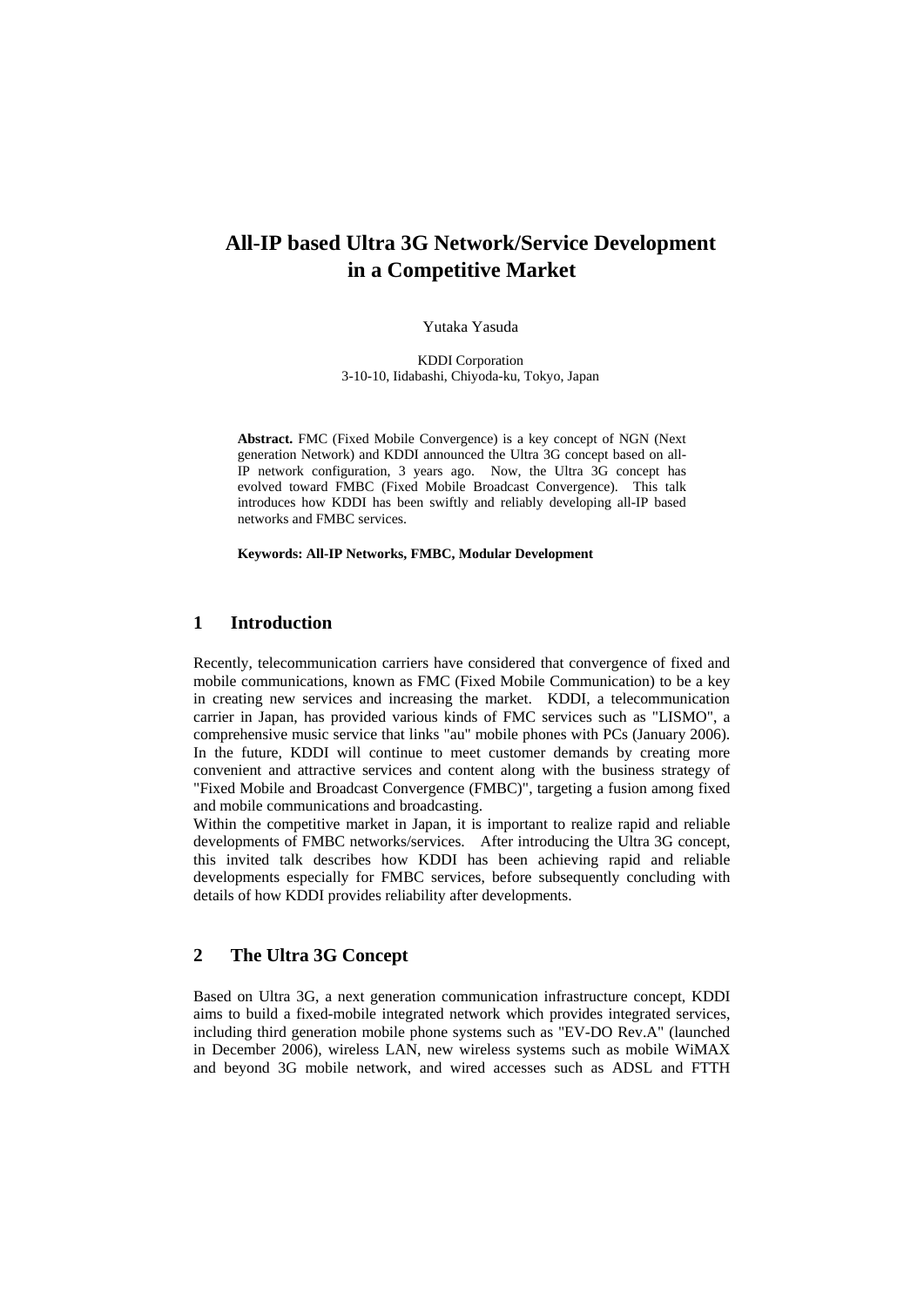# All-IP based Ultra 3G Network/Service Development in a Competitive Market

Yutaka Yasuda

KDDI Corporation
3-10-10, Iidabashi, Chiyoda-ku, Tokyo, Japan

**Abstract.** FMC (Fixed Mobile Convergence) is a key concept of NGN (Next generation Network) and KDDI announced the Ultra 3G concept based on all-IP network configuration, 3 years ago. Now, the Ultra 3G concept has evolved toward FMBC (Fixed Mobile Broadcast Convergence). This talk introduces how KDDI has been swiftly and reliably developing all-IP based networks and FMBC services.

**Keywords: All-IP Networks, FMBC, Modular Development**

## 1 Introduction

Recently, telecommunication carriers have considered that convergence of fixed and mobile communications, known as FMC (Fixed Mobile Communication) to be a key in creating new services and increasing the market. KDDI, a telecommunication carrier in Japan, has provided various kinds of FMC services such as "LISMO", a comprehensive music service that links "au" mobile phones with PCs (January 2006). In the future, KDDI will continue to meet customer demands by creating more convenient and attractive services and content along with the business strategy of "Fixed Mobile and Broadcast Convergence (FMBC)", targeting a fusion among fixed and mobile communications and broadcasting.

Within the competitive market in Japan, it is important to realize rapid and reliable developments of FMBC networks/services. After introducing the Ultra 3G concept, this invited talk describes how KDDI has been achieving rapid and reliable developments especially for FMBC services, before subsequently concluding with details of how KDDI provides reliability after developments.

## 2 The Ultra 3G Concept

Based on Ultra 3G, a next generation communication infrastructure concept, KDDI aims to build a fixed-mobile integrated network which provides integrated services, including third generation mobile phone systems such as "EV-DO Rev.A" (launched in December 2006), wireless LAN, new wireless systems such as mobile WiMAX and beyond 3G mobile network, and wired accesses such as ADSL and FTTH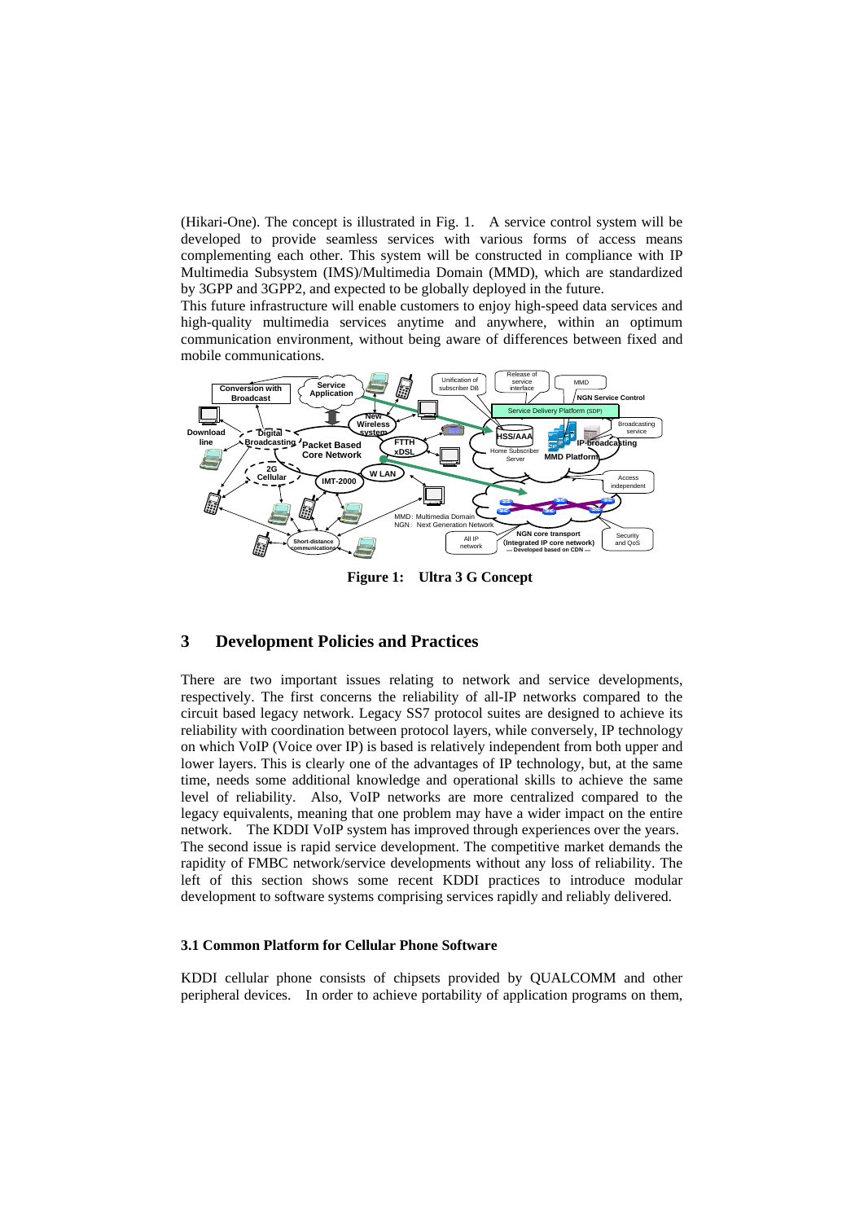(Hikari-One). The concept is illustrated in Fig. 1. A service control system will be developed to provide seamless services with various forms of access means complementing each other. This system will be constructed in compliance with IP Multimedia Subsystem (IMS)/Multimedia Domain (MMD), which are standardized by 3GPP and 3GPP2, and expected to be globally deployed in the future.

This future infrastructure will enable customers to enjoy high-speed data services and high-quality multimedia services anytime and anywhere, within an optimum communication environment, without being aware of differences between fixed and mobile communications.

**Figure 1: Ultra 3 G Concept**

## 3 Development Policies and Practices

There are two important issues relating to network and service developments, respectively. The first concerns the reliability of all-IP networks compared to the circuit based legacy network. Legacy SS7 protocol suites are designed to achieve its reliability with coordination between protocol layers, while conversely, IP technology on which VoIP (Voice over IP) is based is relatively independent from both upper and lower layers. This is clearly one of the advantages of IP technology, but, at the same time, needs some additional knowledge and operational skills to achieve the same level of reliability. Also, VoIP networks are more centralized compared to the legacy equivalents, meaning that one problem may have a wider impact on the entire network. The KDDI VoIP system has improved through experiences over the years.

The second issue is rapid service development. The competitive market demands the rapidity of FMBC network/service developments without any loss of reliability. The left of this section shows some recent KDDI practices to introduce modular development to software systems comprising services rapidly and reliably delivered.

### 3.1 Common Platform for Cellular Phone Software

KDDI cellular phone consists of chipsets provided by QUALCOMM and other peripheral devices. In order to achieve portability of application programs on them,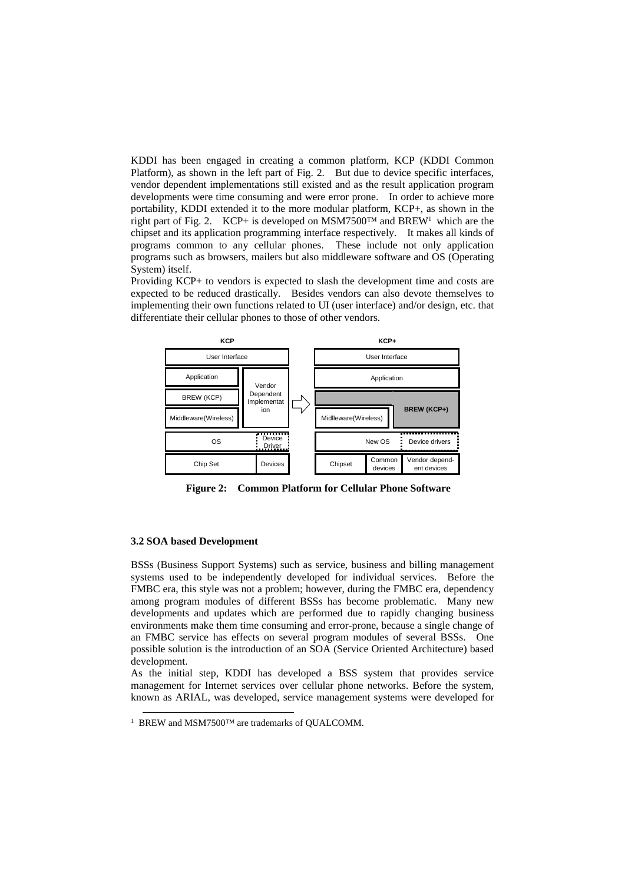KDDI has been engaged in creating a common platform, KCP (KDDI Common Platform), as shown in the left part of Fig. 2. But due to device specific interfaces, vendor dependent implementations still existed and as the result application program developments were time consuming and were error prone. In order to achieve more portability, KDDI extended it to the more modular platform, KCP+, as shown in the right part of Fig. 2. KCP+ is developed on MSM7500™ and BREW[1] which are the chipset and its application programming interface respectively. It makes all kinds of programs common to any cellular phones. These include not only application programs such as browsers, mailers but also middleware software and OS (Operating System) itself.

Providing KCP+ to vendors is expected to slash the development time and costs are expected to be reduced drastically. Besides vendors can also devote themselves to implementing their own functions related to UI (user interface) and/or design, etc. that differentiate their cellular phones to those of other vendors.

KCP

User Interface

Application

BREW (KCP)

Middleware(Wireless)

Vendor Dependent Implementation

OS

Device Driver

Chip Set

Devices

KCP+

User Interface

Application

Midlleware(Wireless)

BREW (KCP+)

New OS

Device drivers

Chipset

Common devices

Vendor dependent devices

**Figure 2: Common Platform for Cellular Phone Software**

### 3.2 SOA based Development

BSSs (Business Support Systems) such as service, business and billing management systems used to be independently developed for individual services. Before the FMBC era, this style was not a problem; however, during the FMBC era, dependency among program modules of different BSSs has become problematic. Many new developments and updates which are performed due to rapidly changing business environments make them time consuming and error-prone, because a single change of an FMBC service has effects on several program modules of several BSSs. One possible solution is the introduction of an SOA (Service Oriented Architecture) based development.

As the initial step, KDDI has developed a BSS system that provides service management for Internet services over cellular phone networks. Before the system, known as ARIAL, was developed, service management systems were developed for

[1] BREW and MSM7500™ are trademarks of QUALCOMM.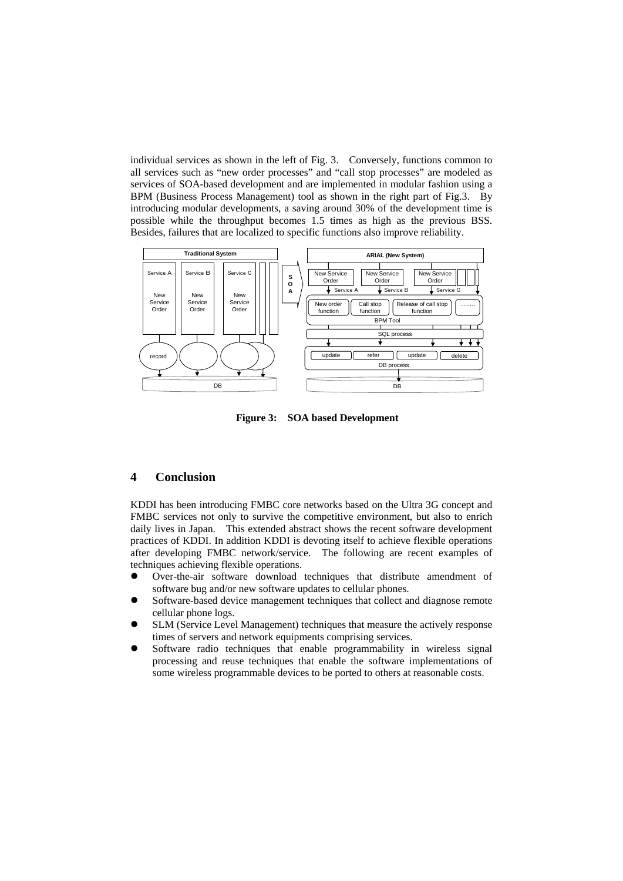individual services as shown in the left of Fig. 3. Conversely, functions common to all services such as "new order processes" and "call stop processes" are modeled as services of SOA-based development and are implemented in modular fashion using a BPM (Business Process Management) tool as shown in the right part of Fig.3. By introducing modular developments, a saving around 30% of the development time is possible while the throughput becomes 1.5 times as high as the previous BSS. Besides, failures that are localized to specific functions also improve reliability.

Traditional System

Service A
New Service Order

Service B
New Service Order

Service C
New Service Order

record

DB

SOA

ARIAL (New System)

New Service Order
New Service Order
New Service Order

Service A
Service B
Service C

New order function
Call stop function
Release of call stop function
……..

BPM Tool

SQL process

update
refer
update
delete

DB process

DB

**Figure 3: SOA based Development**

## 4 Conclusion

KDDI has been introducing FMBC core networks based on the Ultra 3G concept and FMBC services not only to survive the competitive environment, but also to enrich daily lives in Japan. This extended abstract shows the recent software development practices of KDDI. In addition KDDI is devoting itself to achieve flexible operations after developing FMBC network/service. The following are recent examples of techniques achieving flexible operations.

- Over-the-air software download techniques that distribute amendment of software bug and/or new software updates to cellular phones.
- Software-based device management techniques that collect and diagnose remote cellular phone logs.
- SLM (Service Level Management) techniques that measure the actively response times of servers and network equipments comprising services.
- Software radio techniques that enable programmability in wireless signal processing and reuse techniques that enable the software implementations of some wireless programmable devices to be ported to others at reasonable costs.